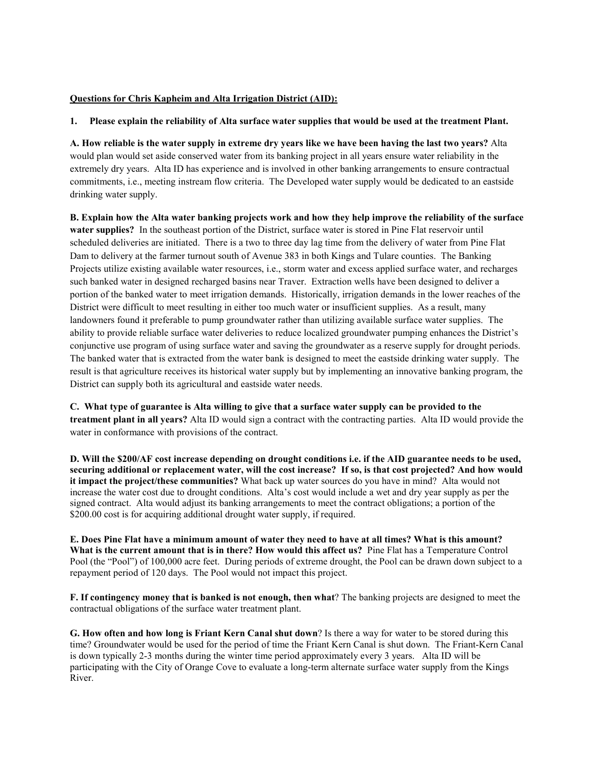**<u>Questions for Chris Kapheim and Alta Irrigation District (AID):</u>**

**1. Please explain the reliability of Alta surface water supplies that would be used at the treatment Plant.**

**A. How reliable is the water supply in extreme dry years like we have been having the last two years?** Alta would plan would set aside conserved water from its banking project in all years ensure water reliability in the extremely dry years. Alta ID has experience and is involved in other banking arrangements to ensure contractual commitments, i.e., meeting instream flow criteria. The Developed water supply would be dedicated to an eastside drinking water supply.

**B. Explain how the Alta water banking projects work and how they help improve the reliability of the surface water supplies?** In the southeast portion of the District, surface water is stored in Pine Flat reservoir until scheduled deliveries are initiated. There is a two to three day lag time from the delivery of water from Pine Flat Dam to delivery at the farmer turnout south of Avenue 383 in both Kings and Tulare counties. The Banking Projects utilize existing available water resources, i.e., storm water and excess applied surface water, and recharges such banked water in designed recharged basins near Traver. Extraction wells have been designed to deliver a portion of the banked water to meet irrigation demands. Historically, irrigation demands in the lower reaches of the District were difficult to meet resulting in either too much water or insufficient supplies. As a result, many landowners found it preferable to pump groundwater rather than utilizing available surface water supplies. The ability to provide reliable surface water deliveries to reduce localized groundwater pumping enhances the District's conjunctive use program of using surface water and saving the groundwater as a reserve supply for drought periods. The banked water that is extracted from the water bank is designed to meet the eastside drinking water supply. The result is that agriculture receives its historical water supply but by implementing an innovative banking program, the District can supply both its agricultural and eastside water needs.

**C. What type of guarantee is Alta willing to give that a surface water supply can be provided to the treatment plant in all years?** Alta ID would sign a contract with the contracting parties. Alta ID would provide the water in conformance with provisions of the contract.

**D. Will the $200/AF cost increase depending on drought conditions i.e. if the AID guarantee needs to be used, securing additional or replacement water, will the cost increase? If so, is that cost projected? And how would it impact the project/these communities?** What back up water sources do you have in mind? Alta would not increase the water cost due to drought conditions. Alta's cost would include a wet and dry year supply as per the signed contract. Alta would adjust its banking arrangements to meet the contract obligations; a portion of the $200.00 cost is for acquiring additional drought water supply, if required.

**E. Does Pine Flat have a minimum amount of water they need to have at all times? What is this amount? What is the current amount that is in there? How would this affect us?** Pine Flat has a Temperature Control Pool (the "Pool") of 100,000 acre feet. During periods of extreme drought, the Pool can be drawn down subject to a repayment period of 120 days. The Pool would not impact this project.

**F. If contingency money that is banked is not enough, then what**? The banking projects are designed to meet the contractual obligations of the surface water treatment plant.

**G. How often and how long is Friant Kern Canal shut down**? Is there a way for water to be stored during this time? Groundwater would be used for the period of time the Friant Kern Canal is shut down. The Friant-Kern Canal is down typically 2-3 months during the winter time period approximately every 3 years. Alta ID will be participating with the City of Orange Cove to evaluate a long-term alternate surface water supply from the Kings River.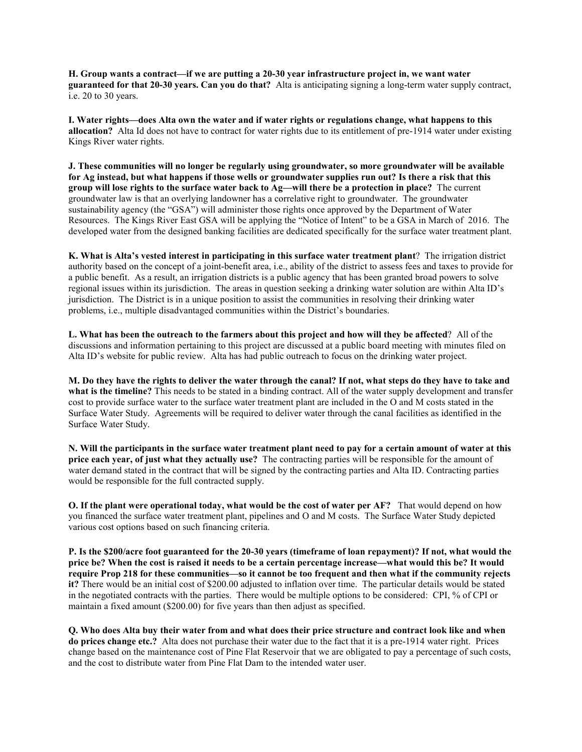**H. Group wants a contract—if we are putting a 20-30 year infrastructure project in, we want water guaranteed for that 20-30 years. Can you do that?** Alta is anticipating signing a long-term water supply contract, i.e. 20 to 30 years.

**I. Water rights—does Alta own the water and if water rights or regulations change, what happens to this allocation?** Alta Id does not have to contract for water rights due to its entitlement of pre-1914 water under existing Kings River water rights.

**J. These communities will no longer be regularly using groundwater, so more groundwater will be available for Ag instead, but what happens if those wells or groundwater supplies run out? Is there a risk that this group will lose rights to the surface water back to Ag—will there be a protection in place?** The current groundwater law is that an overlying landowner has a correlative right to groundwater. The groundwater sustainability agency (the "GSA") will administer those rights once approved by the Department of Water Resources. The Kings River East GSA will be applying the "Notice of Intent" to be a GSA in March of 2016. The developed water from the designed banking facilities are dedicated specifically for the surface water treatment plant.

**K. What is Alta's vested interest in participating in this surface water treatment plant**? The irrigation district authority based on the concept of a joint-benefit area, i.e., ability of the district to assess fees and taxes to provide for a public benefit. As a result, an irrigation districts is a public agency that has been granted broad powers to solve regional issues within its jurisdiction. The areas in question seeking a drinking water solution are within Alta ID's jurisdiction. The District is in a unique position to assist the communities in resolving their drinking water problems, i.e., multiple disadvantaged communities within the District's boundaries.

**L. What has been the outreach to the farmers about this project and how will they be affected**? All of the discussions and information pertaining to this project are discussed at a public board meeting with minutes filed on Alta ID's website for public review. Alta has had public outreach to focus on the drinking water project.

**M. Do they have the rights to deliver the water through the canal? If not, what steps do they have to take and what is the timeline?** This needs to be stated in a binding contract. All of the water supply development and transfer cost to provide surface water to the surface water treatment plant are included in the O and M costs stated in the Surface Water Study. Agreements will be required to deliver water through the canal facilities as identified in the Surface Water Study.

**N. Will the participants in the surface water treatment plant need to pay for a certain amount of water at this price each year, of just what they actually use?** The contracting parties will be responsible for the amount of water demand stated in the contract that will be signed by the contracting parties and Alta ID. Contracting parties would be responsible for the full contracted supply.

**O. If the plant were operational today, what would be the cost of water per AF?** That would depend on how you financed the surface water treatment plant, pipelines and O and M costs. The Surface Water Study depicted various cost options based on such financing criteria.

**P. Is the $200/acre foot guaranteed for the 20-30 years (timeframe of loan repayment)? If not, what would the price be? When the cost is raised it needs to be a certain percentage increase—what would this be? It would require Prop 218 for these communities—so it cannot be too frequent and then what if the community rejects it?** There would be an initial cost of $200.00 adjusted to inflation over time. The particular details would be stated in the negotiated contracts with the parties. There would be multiple options to be considered: CPI, % of CPI or maintain a fixed amount ($200.00) for five years than then adjust as specified.

**Q. Who does Alta buy their water from and what does their price structure and contract look like and when do prices change etc.?** Alta does not purchase their water due to the fact that it is a pre-1914 water right. Prices change based on the maintenance cost of Pine Flat Reservoir that we are obligated to pay a percentage of such costs, and the cost to distribute water from Pine Flat Dam to the intended water user.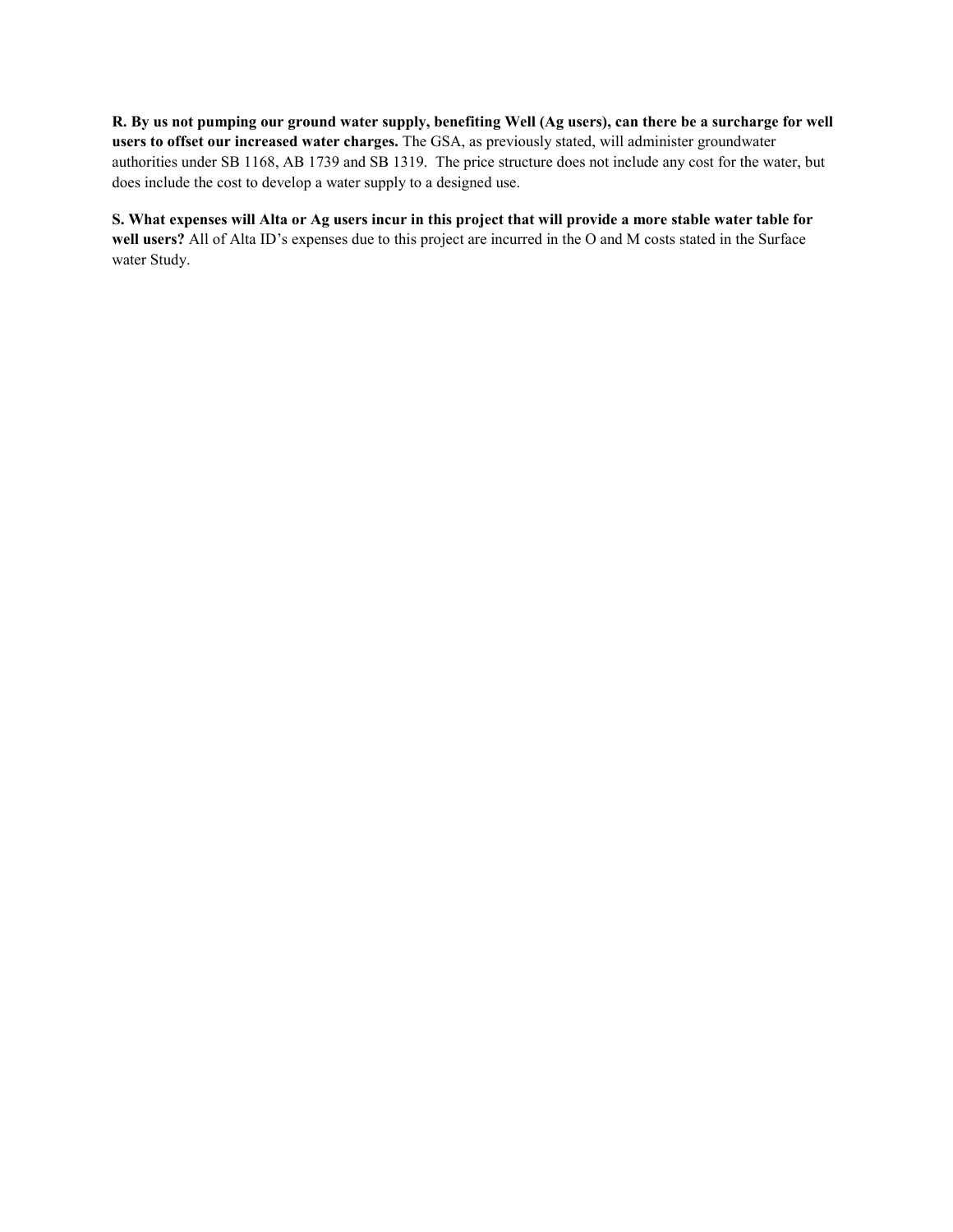**R. By us not pumping our ground water supply, benefiting Well (Ag users), can there be a surcharge for well users to offset our increased water charges.** The GSA, as previously stated, will administer groundwater authorities under SB 1168, AB 1739 and SB 1319. The price structure does not include any cost for the water, but does include the cost to develop a water supply to a designed use.

**S. What expenses will Alta or Ag users incur in this project that will provide a more stable water table for well users?** All of Alta ID's expenses due to this project are incurred in the O and M costs stated in the Surface water Study.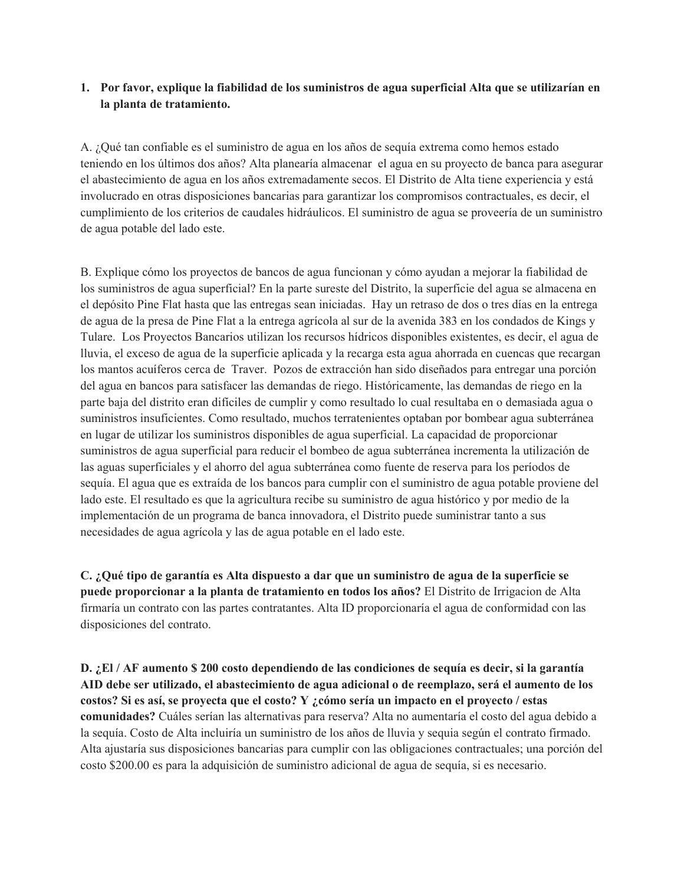1. **Por favor, explique la fiabilidad de los suministros de agua superficial Alta que se utilizarían en la planta de tratamiento.**

A. ¿Qué tan confiable es el suministro de agua en los años de sequía extrema como hemos estado teniendo en los últimos dos años? Alta planearía almacenar el agua en su proyecto de banca para asegurar el abastecimiento de agua en los años extremadamente secos. El Distrito de Alta tiene experiencia y está involucrado en otras disposiciones bancarias para garantizar los compromisos contractuales, es decir, el cumplimiento de los criterios de caudales hidráulicos. El suministro de agua se proveería de un suministro de agua potable del lado este.

B. Explique cómo los proyectos de bancos de agua funcionan y cómo ayudan a mejorar la fiabilidad de los suministros de agua superficial? En la parte sureste del Distrito, la superficie del agua se almacena en el depósito Pine Flat hasta que las entregas sean iniciadas. Hay un retraso de dos o tres días en la entrega de agua de la presa de Pine Flat a la entrega agrícola al sur de la avenida 383 en los condados de Kings y Tulare. Los Proyectos Bancarios utilizan los recursos hídricos disponibles existentes, es decir, el agua de lluvia, el exceso de agua de la superficie aplicada y la recarga esta agua ahorrada en cuencas que recargan los mantos acuíferos cerca de Traver. Pozos de extracción han sido diseñados para entregar una porción del agua en bancos para satisfacer las demandas de riego. Históricamente, las demandas de riego en la parte baja del distrito eran difíciles de cumplir y como resultado lo cual resultaba en o demasiada agua o suministros insuficientes. Como resultado, muchos terratenientes optaban por bombear agua subterránea en lugar de utilizar los suministros disponibles de agua superficial. La capacidad de proporcionar suministros de agua superficial para reducir el bombeo de agua subterránea incrementa la utilización de las aguas superficiales y el ahorro del agua subterránea como fuente de reserva para los períodos de sequía. El agua que es extraída de los bancos para cumplir con el suministro de agua potable proviene del lado este. El resultado es que la agricultura recibe su suministro de agua histórico y por medio de la implementación de un programa de banca innovadora, el Distrito puede suministrar tanto a sus necesidades de agua agrícola y las de agua potable en el lado este.

**C. ¿Qué tipo de garantía es Alta dispuesto a dar que un suministro de agua de la superficie se puede proporcionar a la planta de tratamiento en todos los años?** El Distrito de Irrigacion de Alta firmaría un contrato con las partes contratantes. Alta ID proporcionaría el agua de conformidad con las disposiciones del contrato.

**D. ¿El / AF aumento $ 200 costo dependiendo de las condiciones de sequía es decir, si la garantía AID debe ser utilizado, el abastecimiento de agua adicional o de reemplazo, será el aumento de los costos? Si es así, se proyecta que el costo? Y ¿cómo sería un impacto en el proyecto / estas comunidades?** Cuáles serían las alternativas para reserva? Alta no aumentaría el costo del agua debido a la sequía. Costo de Alta incluiría un suministro de los años de lluvia y sequia según el contrato firmado. Alta ajustaría sus disposiciones bancarias para cumplir con las obligaciones contractuales; una porción del costo $200.00 es para la adquisición de suministro adicional de agua de sequía, si es necesario.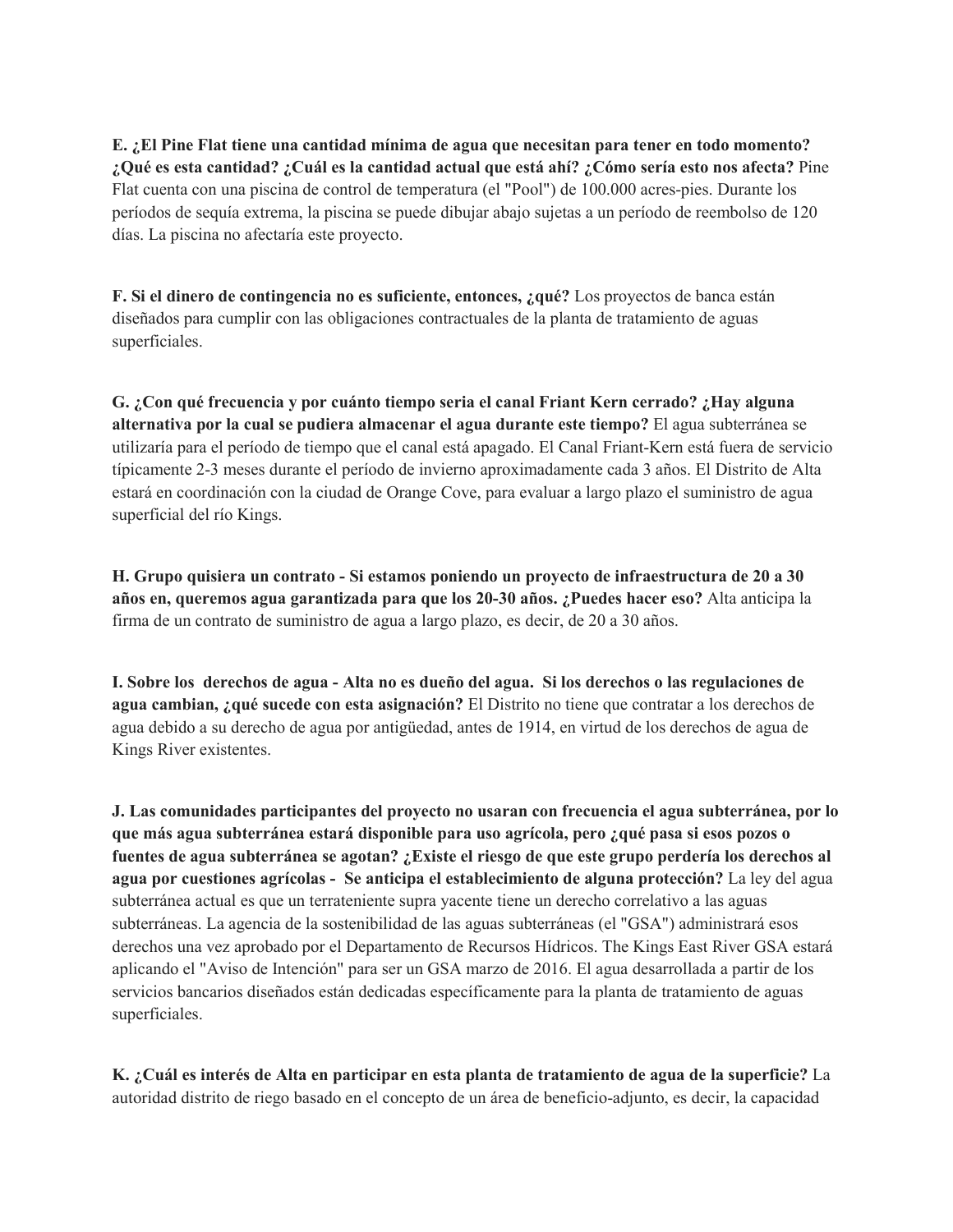**E. ¿El Pine Flat tiene una cantidad mínima de agua que necesitan para tener en todo momento? ¿Qué es esta cantidad? ¿Cuál es la cantidad actual que está ahí? ¿Cómo sería esto nos afecta?** Pine Flat cuenta con una piscina de control de temperatura (el "Pool") de 100.000 acres-pies. Durante los períodos de sequía extrema, la piscina se puede dibujar abajo sujetas a un período de reembolso de 120 días. La piscina no afectaría este proyecto.

**F. Si el dinero de contingencia no es suficiente, entonces, ¿qué?** Los proyectos de banca están diseñados para cumplir con las obligaciones contractuales de la planta de tratamiento de aguas superficiales.

**G. ¿Con qué frecuencia y por cuánto tiempo seria el canal Friant Kern cerrado? ¿Hay alguna alternativa por la cual se pudiera almacenar el agua durante este tiempo?** El agua subterránea se utilizaría para el período de tiempo que el canal está apagado. El Canal Friant-Kern está fuera de servicio típicamente 2-3 meses durante el período de invierno aproximadamente cada 3 años. El Distrito de Alta estará en coordinación con la ciudad de Orange Cove, para evaluar a largo plazo el suministro de agua superficial del río Kings.

**H. Grupo quisiera un contrato - Si estamos poniendo un proyecto de infraestructura de 20 a 30 años en, queremos agua garantizada para que los 20-30 años. ¿Puedes hacer eso?** Alta anticipa la firma de un contrato de suministro de agua a largo plazo, es decir, de 20 a 30 años.

**I. Sobre los derechos de agua - Alta no es dueño del agua. Si los derechos o las regulaciones de agua cambian, ¿qué sucede con esta asignación?** El Distrito no tiene que contratar a los derechos de agua debido a su derecho de agua por antigüedad, antes de 1914, en virtud de los derechos de agua de Kings River existentes.

**J. Las comunidades participantes del proyecto no usaran con frecuencia el agua subterránea, por lo que más agua subterránea estará disponible para uso agrícola, pero ¿qué pasa si esos pozos o fuentes de agua subterránea se agotan? ¿Existe el riesgo de que este grupo perdería los derechos al agua por cuestiones agrícolas - Se anticipa el establecimiento de alguna protección?** La ley del agua subterránea actual es que un terrateniente supra yacente tiene un derecho correlativo a las aguas subterráneas. La agencia de la sostenibilidad de las aguas subterráneas (el "GSA") administrará esos derechos una vez aprobado por el Departamento de Recursos Hídricos. The Kings East River GSA estará aplicando el "Aviso de Intención" para ser un GSA marzo de 2016. El agua desarrollada a partir de los servicios bancarios diseñados están dedicadas específicamente para la planta de tratamiento de aguas superficiales.

**K. ¿Cuál es interés de Alta en participar en esta planta de tratamiento de agua de la superficie?** La autoridad distrito de riego basado en el concepto de un área de beneficio-adjunto, es decir, la capacidad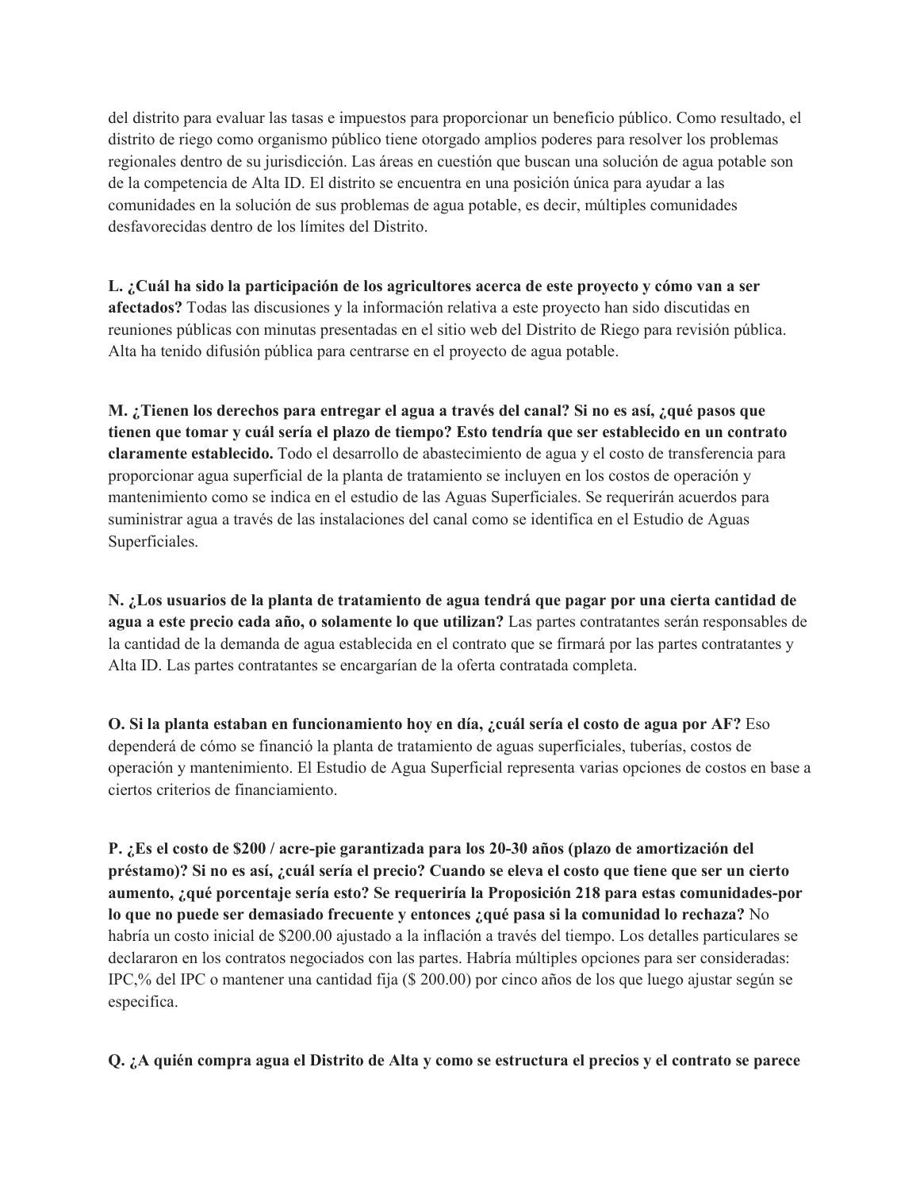del distrito para evaluar las tasas e impuestos para proporcionar un beneficio público. Como resultado, el distrito de riego como organismo público tiene otorgado amplios poderes para resolver los problemas regionales dentro de su jurisdicción. Las áreas en cuestión que buscan una solución de agua potable son de la competencia de Alta ID. El distrito se encuentra en una posición única para ayudar a las comunidades en la solución de sus problemas de agua potable, es decir, múltiples comunidades desfavorecidas dentro de los límites del Distrito.

**L. ¿Cuál ha sido la participación de los agricultores acerca de este proyecto y cómo van a ser afectados?** Todas las discusiones y la información relativa a este proyecto han sido discutidas en reuniones públicas con minutas presentadas en el sitio web del Distrito de Riego para revisión pública. Alta ha tenido difusión pública para centrarse en el proyecto de agua potable.

**M. ¿Tienen los derechos para entregar el agua a través del canal? Si no es así, ¿qué pasos que tienen que tomar y cuál sería el plazo de tiempo? Esto tendría que ser establecido en un contrato claramente establecido.** Todo el desarrollo de abastecimiento de agua y el costo de transferencia para proporcionar agua superficial de la planta de tratamiento se incluyen en los costos de operación y mantenimiento como se indica en el estudio de las Aguas Superficiales. Se requerirán acuerdos para suministrar agua a través de las instalaciones del canal como se identifica en el Estudio de Aguas Superficiales.

**N. ¿Los usuarios de la planta de tratamiento de agua tendrá que pagar por una cierta cantidad de agua a este precio cada año, o solamente lo que utilizan?** Las partes contratantes serán responsables de la cantidad de la demanda de agua establecida en el contrato que se firmará por las partes contratantes y Alta ID. Las partes contratantes se encargarían de la oferta contratada completa.

**O. Si la planta estaban en funcionamiento hoy en día, ¿cuál sería el costo de agua por AF?** Eso dependerá de cómo se financió la planta de tratamiento de aguas superficiales, tuberías, costos de operación y mantenimiento. El Estudio de Agua Superficial representa varias opciones de costos en base a ciertos criterios de financiamiento.

**P. ¿Es el costo de $200 / acre-pie garantizada para los 20-30 años (plazo de amortización del préstamo)? Si no es así, ¿cuál sería el precio? Cuando se eleva el costo que tiene que ser un cierto aumento, ¿qué porcentaje sería esto? Se requeriría la Proposición 218 para estas comunidades-por lo que no puede ser demasiado frecuente y entonces ¿qué pasa si la comunidad lo rechaza?** No habría un costo inicial de $200.00 ajustado a la inflación a través del tiempo. Los detalles particulares se declararon en los contratos negociados con las partes. Habría múltiples opciones para ser consideradas: IPC,% del IPC o mantener una cantidad fija ($ 200.00) por cinco años de los que luego ajustar según se especifica.

**Q. ¿A quién compra agua el Distrito de Alta y como se estructura el precios y el contrato se parece**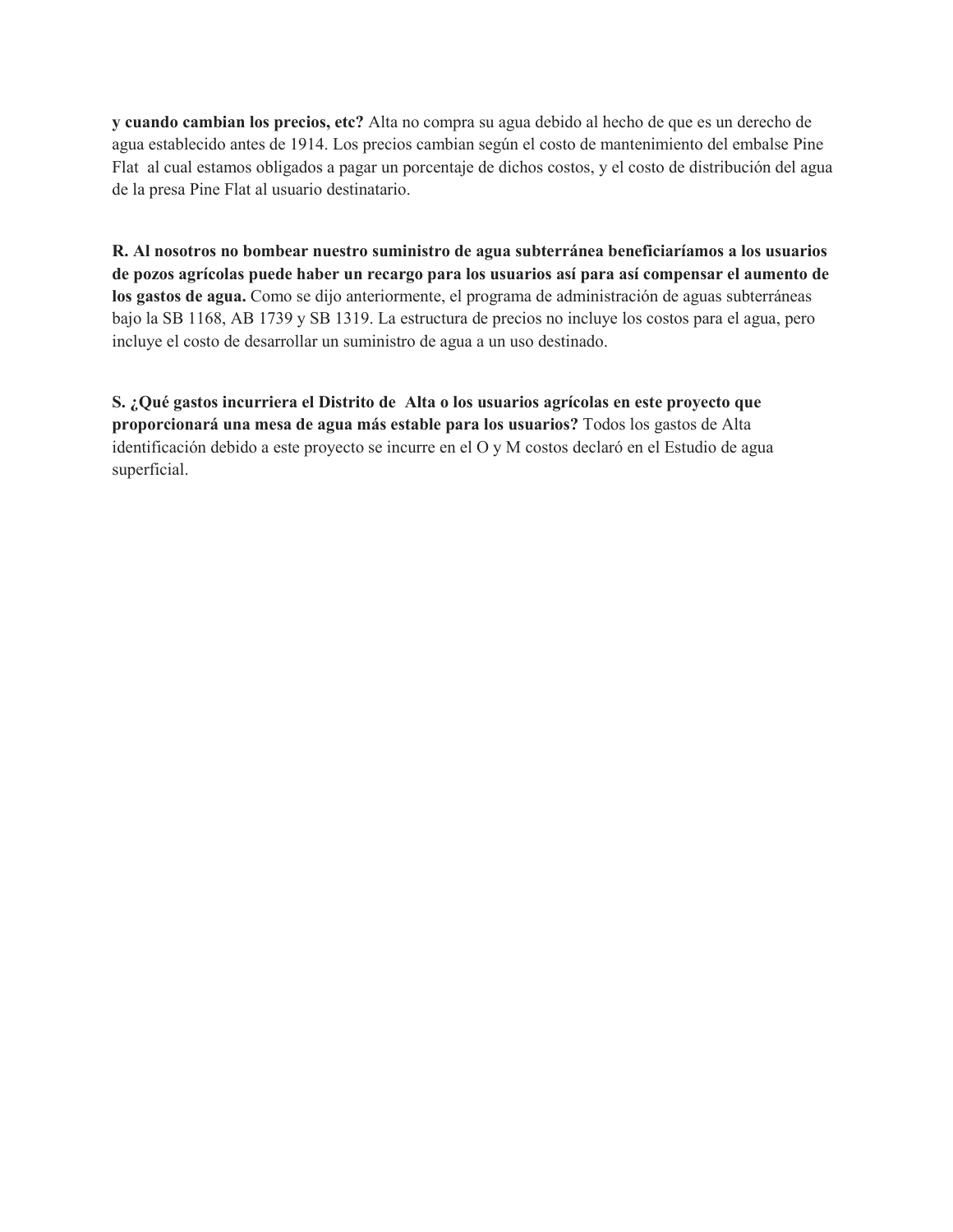**y cuando cambian los precios, etc?** Alta no compra su agua debido al hecho de que es un derecho de agua establecido antes de 1914. Los precios cambian según el costo de mantenimiento del embalse Pine Flat al cual estamos obligados a pagar un porcentaje de dichos costos, y el costo de distribución del agua de la presa Pine Flat al usuario destinatario.

**R. Al nosotros no bombear nuestro suministro de agua subterránea beneficiaríamos a los usuarios de pozos agrícolas puede haber un recargo para los usuarios así para así compensar el aumento de los gastos de agua.** Como se dijo anteriormente, el programa de administración de aguas subterráneas bajo la SB 1168, AB 1739 y SB 1319. La estructura de precios no incluye los costos para el agua, pero incluye el costo de desarrollar un suministro de agua a un uso destinado.

**S. ¿Qué gastos incurriera el Distrito de Alta o los usuarios agrícolas en este proyecto que proporcionará una mesa de agua más estable para los usuarios?** Todos los gastos de Alta identificación debido a este proyecto se incurre en el O y M costos declaró en el Estudio de agua superficial.